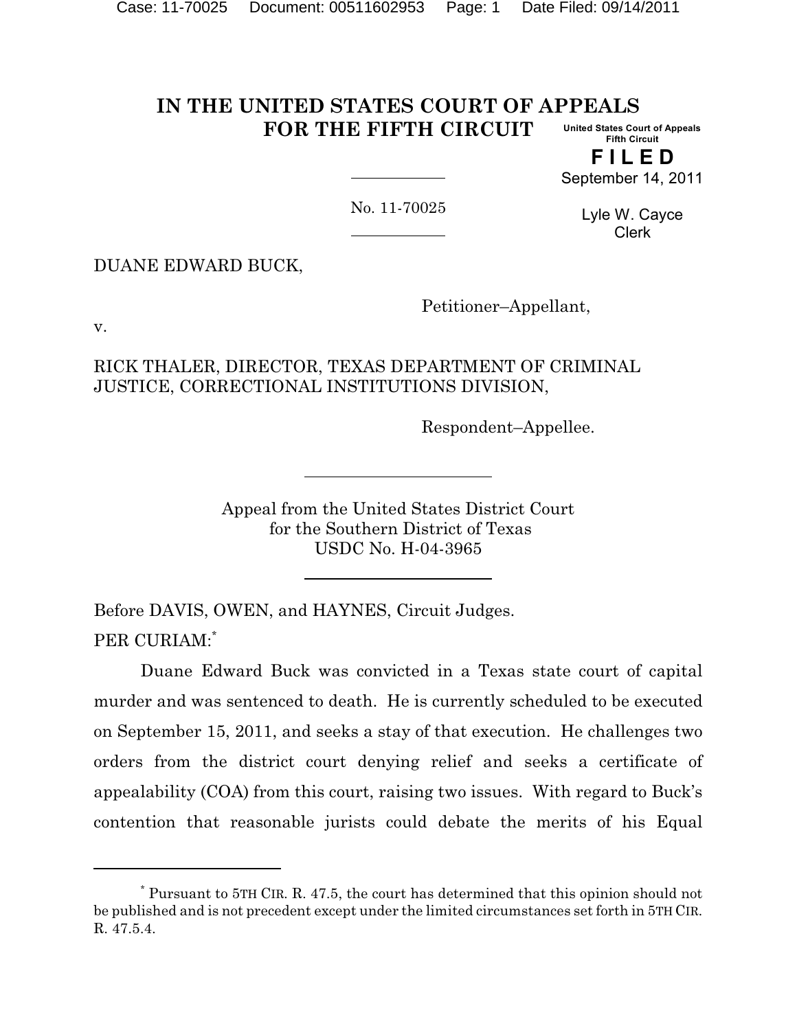# IN THE UNITED STATES COURT OF APPEALS FOR THE FIFTH CIRCUIT

United States Court of Appeals
Fifth Circuit

**FILED**

September 14, 2011

Lyle W. Cayce
Clerk

No. 11-70025

DUANE EDWARD BUCK,

Petitioner–Appellant,

v.

RICK THALER, DIRECTOR, TEXAS DEPARTMENT OF CRIMINAL JUSTICE, CORRECTIONAL INSTITUTIONS DIVISION,

Respondent–Appellee.

Appeal from the United States District Court
for the Southern District of Texas
USDC No. H-04-3965

Before DAVIS, OWEN, and HAYNES, Circuit Judges.

PER CURIAM:*

Duane Edward Buck was convicted in a Texas state court of capital murder and was sentenced to death. He is currently scheduled to be executed on September 15, 2011, and seeks a stay of that execution. He challenges two orders from the district court denying relief and seeks a certificate of appealability (COA) from this court, raising two issues. With regard to Buck's contention that reasonable jurists could debate the merits of his Equal

---

\* Pursuant to 5TH CIR. R. 47.5, the court has determined that this opinion should not be published and is not precedent except under the limited circumstances set forth in 5TH CIR. R. 47.5.4.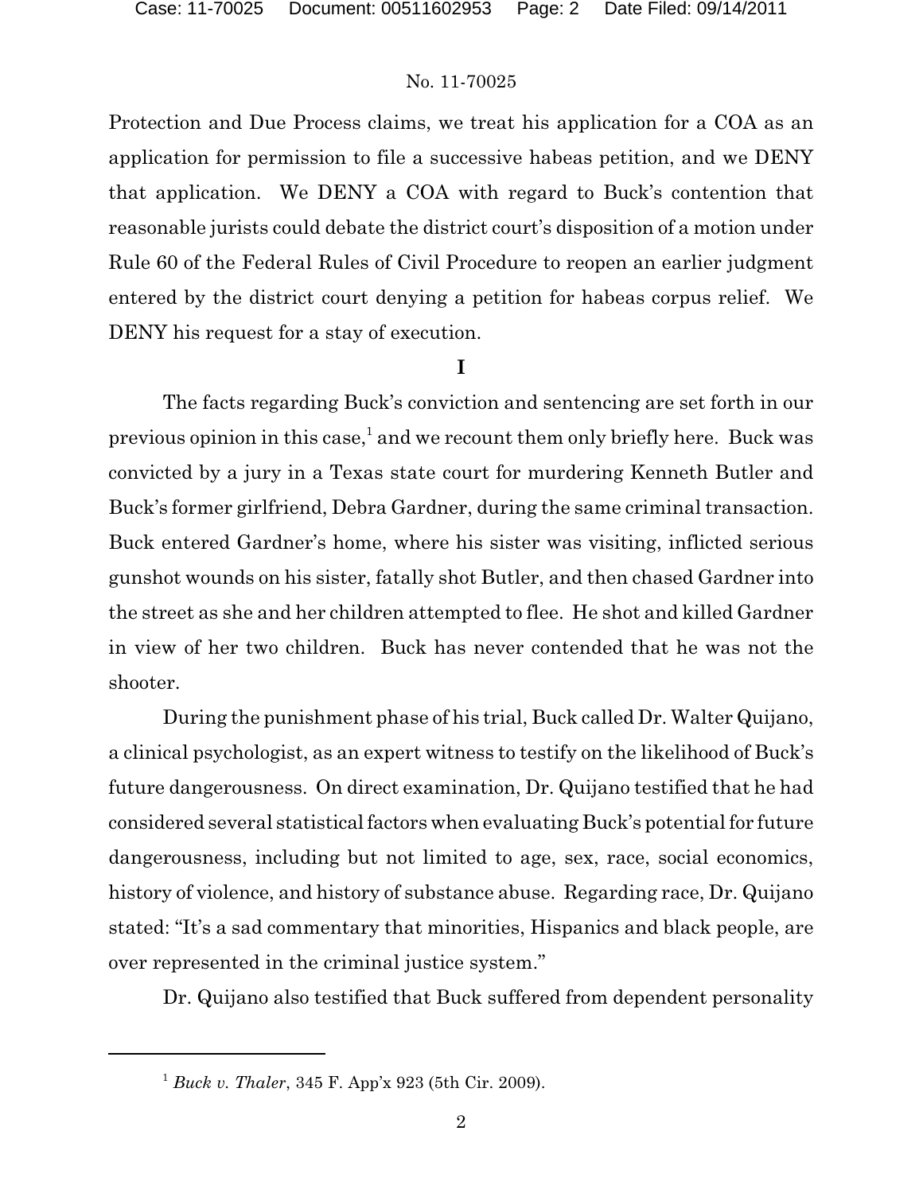Protection and Due Process claims, we treat his application for a COA as an application for permission to file a successive habeas petition, and we DENY that application. We DENY a COA with regard to Buck's contention that reasonable jurists could debate the district court's disposition of a motion under Rule 60 of the Federal Rules of Civil Procedure to reopen an earlier judgment entered by the district court denying a petition for habeas corpus relief. We DENY his request for a stay of execution.

## I

The facts regarding Buck's conviction and sentencing are set forth in our previous opinion in this case,[1] and we recount them only briefly here. Buck was convicted by a jury in a Texas state court for murdering Kenneth Butler and Buck's former girlfriend, Debra Gardner, during the same criminal transaction. Buck entered Gardner's home, where his sister was visiting, inflicted serious gunshot wounds on his sister, fatally shot Butler, and then chased Gardner into the street as she and her children attempted to flee. He shot and killed Gardner in view of her two children. Buck has never contended that he was not the shooter.

During the punishment phase of his trial, Buck called Dr. Walter Quijano, a clinical psychologist, as an expert witness to testify on the likelihood of Buck's future dangerousness. On direct examination, Dr. Quijano testified that he had considered several statistical factors when evaluating Buck's potential for future dangerousness, including but not limited to age, sex, race, social economics, history of violence, and history of substance abuse. Regarding race, Dr. Quijano stated: "It's a sad commentary that minorities, Hispanics and black people, are over represented in the criminal justice system."

Dr. Quijano also testified that Buck suffered from dependent personality

---

[1] *Buck v. Thaler*, 345 F. App'x 923 (5th Cir. 2009).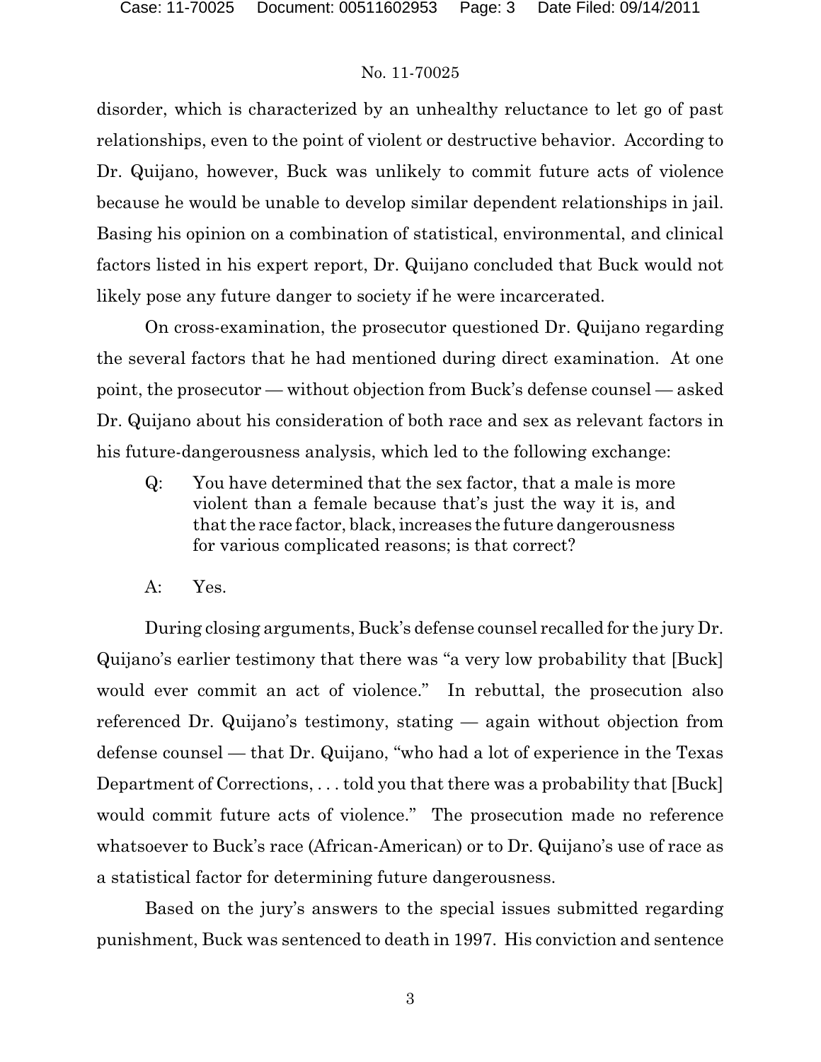disorder, which is characterized by an unhealthy reluctance to let go of past relationships, even to the point of violent or destructive behavior. According to Dr. Quijano, however, Buck was unlikely to commit future acts of violence because he would be unable to develop similar dependent relationships in jail. Basing his opinion on a combination of statistical, environmental, and clinical factors listed in his expert report, Dr. Quijano concluded that Buck would not likely pose any future danger to society if he were incarcerated.

On cross-examination, the prosecutor questioned Dr. Quijano regarding the several factors that he had mentioned during direct examination. At one point, the prosecutor — without objection from Buck's defense counsel — asked Dr. Quijano about his consideration of both race and sex as relevant factors in his future-dangerousness analysis, which led to the following exchange:

> Q: You have determined that the sex factor, that a male is more violent than a female because that's just the way it is, and that the race factor, black, increases the future dangerousness for various complicated reasons; is that correct?
>
> A: Yes.

During closing arguments, Buck's defense counsel recalled for the jury Dr. Quijano's earlier testimony that there was "a very low probability that [Buck] would ever commit an act of violence." In rebuttal, the prosecution also referenced Dr. Quijano's testimony, stating — again without objection from defense counsel — that Dr. Quijano, "who had a lot of experience in the Texas Department of Corrections, . . . told you that there was a probability that [Buck] would commit future acts of violence." The prosecution made no reference whatsoever to Buck's race (African-American) or to Dr. Quijano's use of race as a statistical factor for determining future dangerousness.

Based on the jury's answers to the special issues submitted regarding punishment, Buck was sentenced to death in 1997. His conviction and sentence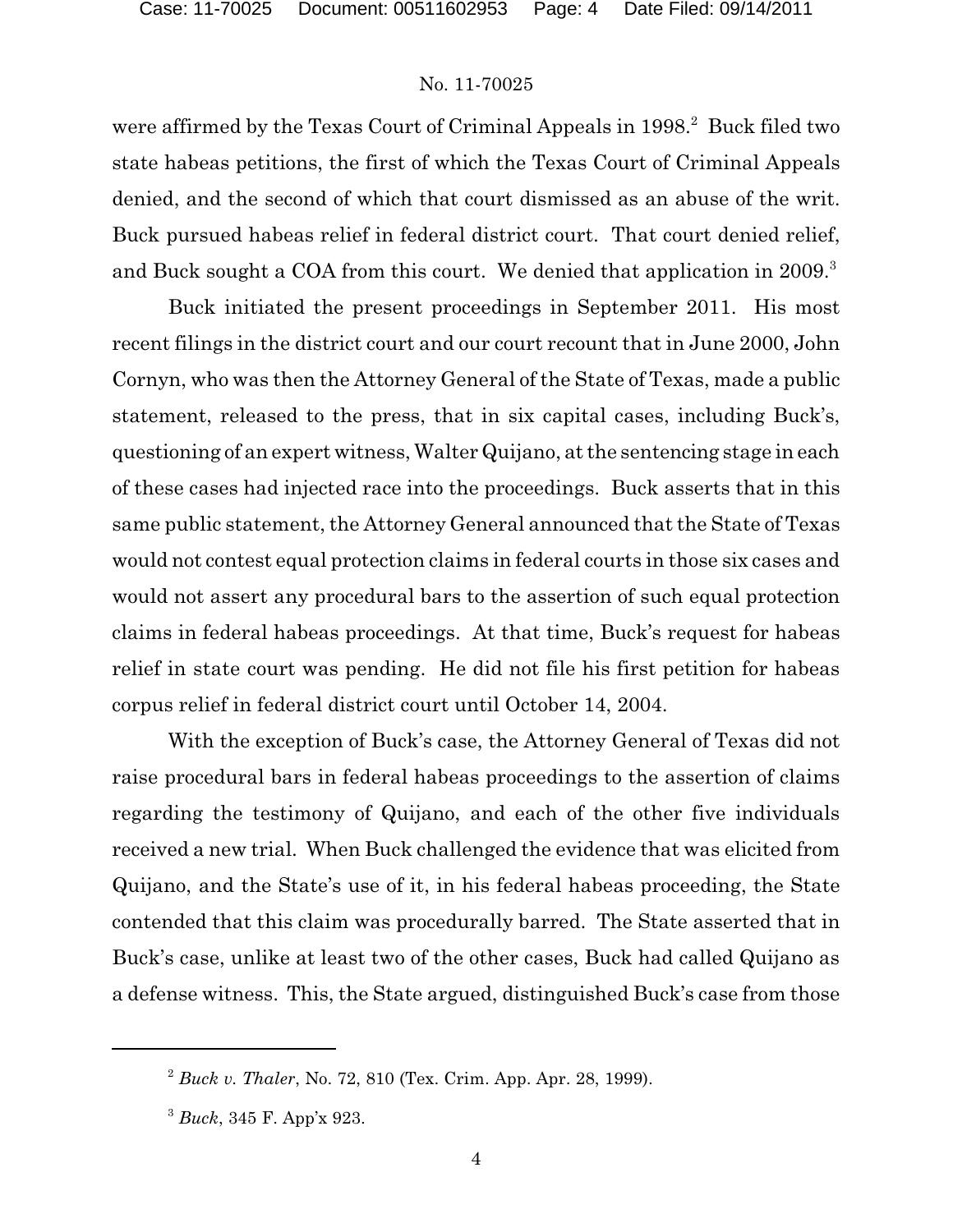were affirmed by the Texas Court of Criminal Appeals in 1998.[2] Buck filed two state habeas petitions, the first of which the Texas Court of Criminal Appeals denied, and the second of which that court dismissed as an abuse of the writ. Buck pursued habeas relief in federal district court. That court denied relief, and Buck sought a COA from this court. We denied that application in 2009.[3]

Buck initiated the present proceedings in September 2011. His most recent filings in the district court and our court recount that in June 2000, John Cornyn, who was then the Attorney General of the State of Texas, made a public statement, released to the press, that in six capital cases, including Buck's, questioning of an expert witness, Walter Quijano, at the sentencing stage in each of these cases had injected race into the proceedings. Buck asserts that in this same public statement, the Attorney General announced that the State of Texas would not contest equal protection claims in federal courts in those six cases and would not assert any procedural bars to the assertion of such equal protection claims in federal habeas proceedings. At that time, Buck's request for habeas relief in state court was pending. He did not file his first petition for habeas corpus relief in federal district court until October 14, 2004.

With the exception of Buck's case, the Attorney General of Texas did not raise procedural bars in federal habeas proceedings to the assertion of claims regarding the testimony of Quijano, and each of the other five individuals received a new trial. When Buck challenged the evidence that was elicited from Quijano, and the State's use of it, in his federal habeas proceeding, the State contended that this claim was procedurally barred. The State asserted that in Buck's case, unlike at least two of the other cases, Buck had called Quijano as a defense witness. This, the State argued, distinguished Buck's case from those

---

[2] *Buck v. Thaler*, No. 72, 810 (Tex. Crim. App. Apr. 28, 1999).

[3] *Buck*, 345 F. App'x 923.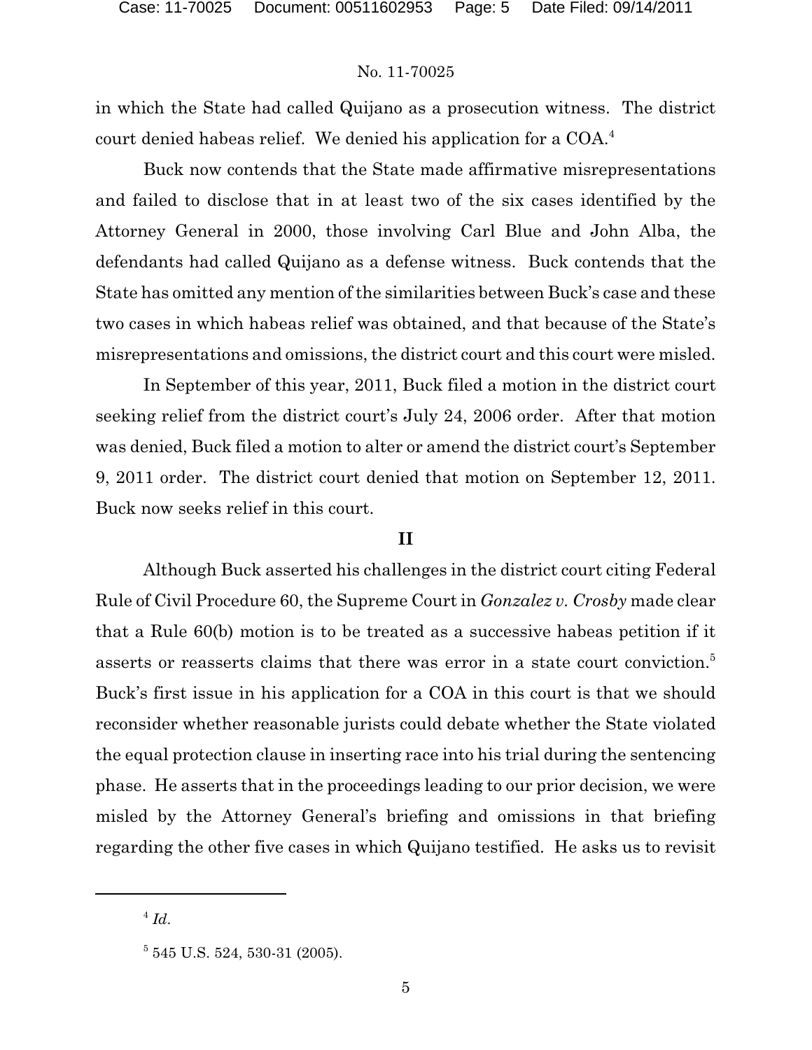in which the State had called Quijano as a prosecution witness. The district court denied habeas relief. We denied his application for a COA.[4]

Buck now contends that the State made affirmative misrepresentations and failed to disclose that in at least two of the six cases identified by the Attorney General in 2000, those involving Carl Blue and John Alba, the defendants had called Quijano as a defense witness. Buck contends that the State has omitted any mention of the similarities between Buck's case and these two cases in which habeas relief was obtained, and that because of the State's misrepresentations and omissions, the district court and this court were misled.

In September of this year, 2011, Buck filed a motion in the district court seeking relief from the district court's July 24, 2006 order. After that motion was denied, Buck filed a motion to alter or amend the district court's September 9, 2011 order. The district court denied that motion on September 12, 2011. Buck now seeks relief in this court.

## II

Although Buck asserted his challenges in the district court citing Federal Rule of Civil Procedure 60, the Supreme Court in *Gonzalez v. Crosby* made clear that a Rule 60(b) motion is to be treated as a successive habeas petition if it asserts or reasserts claims that there was error in a state court conviction.[5] Buck's first issue in his application for a COA in this court is that we should reconsider whether reasonable jurists could debate whether the State violated the equal protection clause in inserting race into his trial during the sentencing phase. He asserts that in the proceedings leading to our prior decision, we were misled by the Attorney General's briefing and omissions in that briefing regarding the other five cases in which Quijano testified. He asks us to revisit

---

[4] *Id.*

[5] 545 U.S. 524, 530-31 (2005).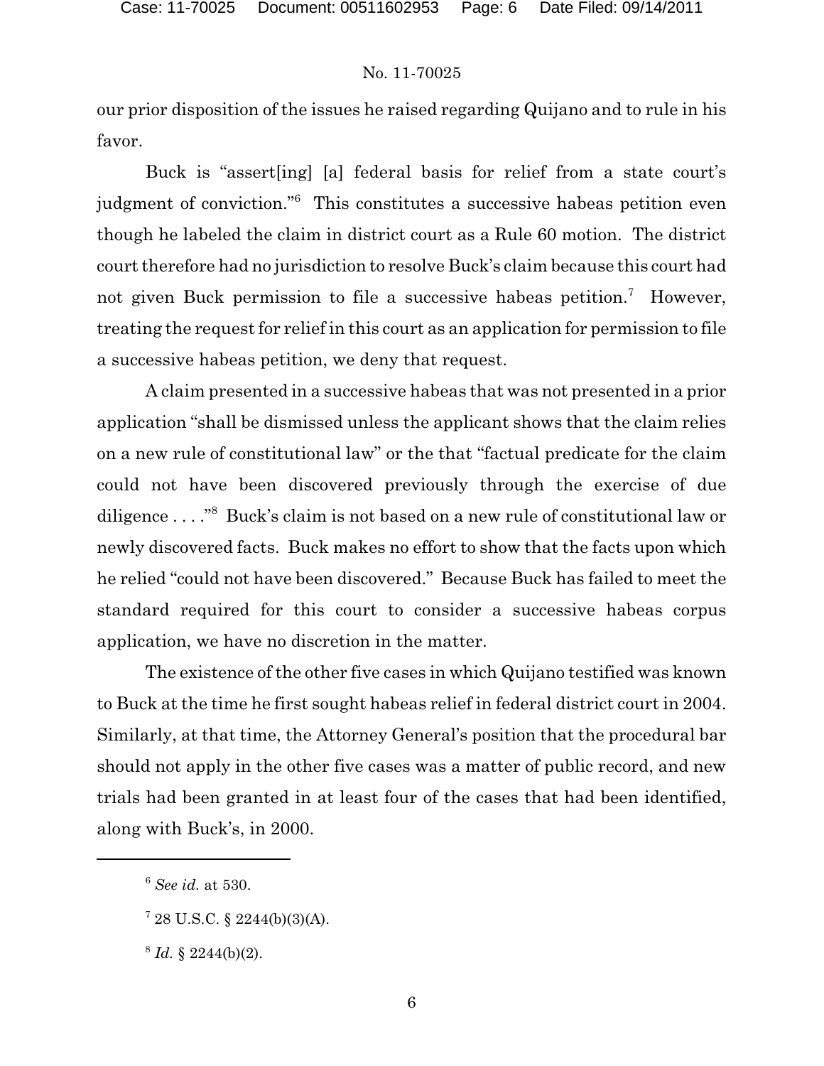our prior disposition of the issues he raised regarding Quijano and to rule in his favor.

Buck is "assert[ing] [a] federal basis for relief from a state court's judgment of conviction."[6] This constitutes a successive habeas petition even though he labeled the claim in district court as a Rule 60 motion. The district court therefore had no jurisdiction to resolve Buck's claim because this court had not given Buck permission to file a successive habeas petition.[7] However, treating the request for relief in this court as an application for permission to file a successive habeas petition, we deny that request.

A claim presented in a successive habeas that was not presented in a prior application "shall be dismissed unless the applicant shows that the claim relies on a new rule of constitutional law" or the that "factual predicate for the claim could not have been discovered previously through the exercise of due diligence . . . ."[8] Buck's claim is not based on a new rule of constitutional law or newly discovered facts. Buck makes no effort to show that the facts upon which he relied "could not have been discovered." Because Buck has failed to meet the standard required for this court to consider a successive habeas corpus application, we have no discretion in the matter.

The existence of the other five cases in which Quijano testified was known to Buck at the time he first sought habeas relief in federal district court in 2004. Similarly, at that time, the Attorney General's position that the procedural bar should not apply in the other five cases was a matter of public record, and new trials had been granted in at least four of the cases that had been identified, along with Buck's, in 2000.

---

[6] *See id.* at 530.

[7] 28 U.S.C. § 2244(b)(3)(A).

[8] *Id.* § 2244(b)(2).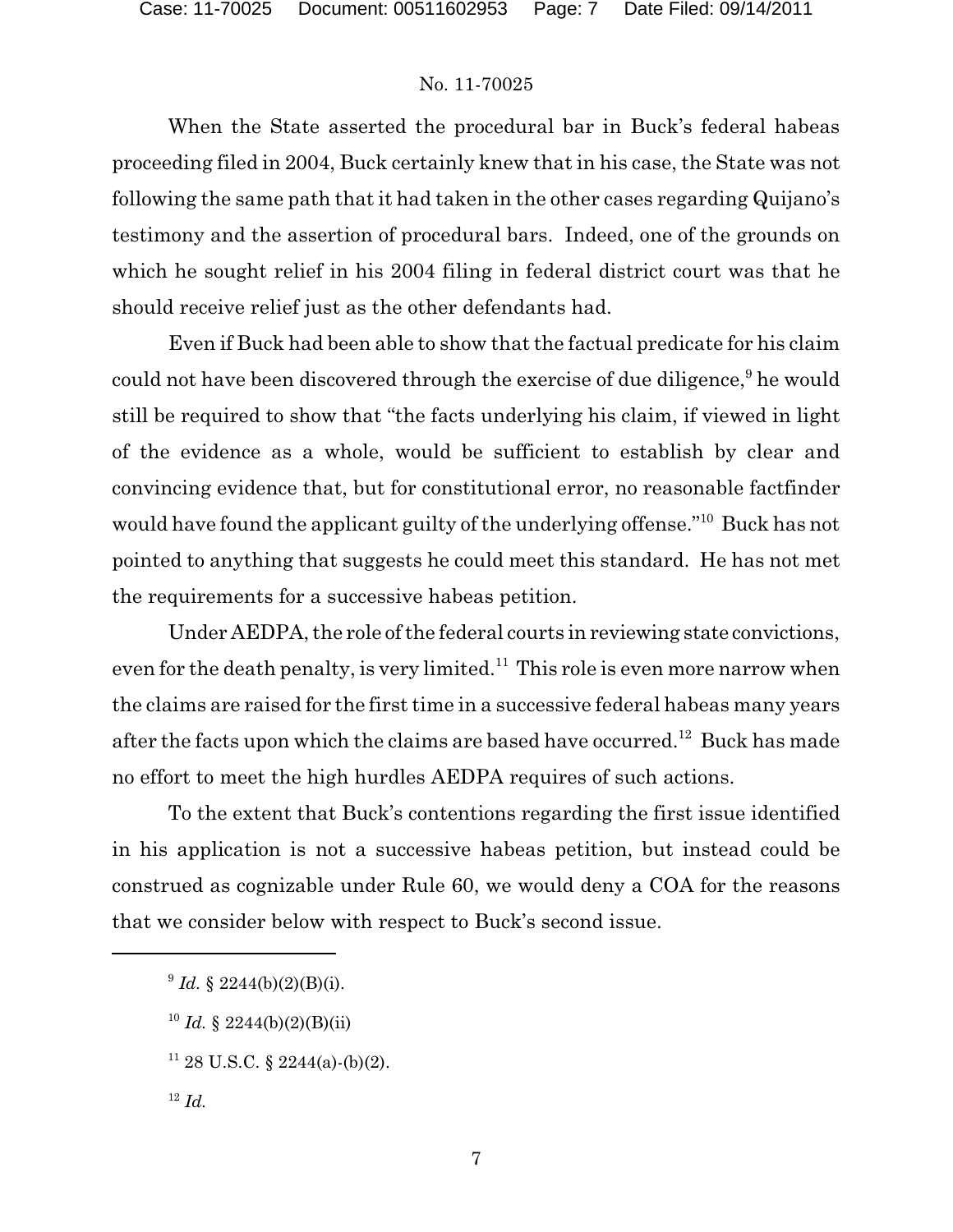When the State asserted the procedural bar in Buck's federal habeas proceeding filed in 2004, Buck certainly knew that in his case, the State was not following the same path that it had taken in the other cases regarding Quijano's testimony and the assertion of procedural bars. Indeed, one of the grounds on which he sought relief in his 2004 filing in federal district court was that he should receive relief just as the other defendants had.

Even if Buck had been able to show that the factual predicate for his claim could not have been discovered through the exercise of due diligence,[9] he would still be required to show that "the facts underlying his claim, if viewed in light of the evidence as a whole, would be sufficient to establish by clear and convincing evidence that, but for constitutional error, no reasonable factfinder would have found the applicant guilty of the underlying offense."[10] Buck has not pointed to anything that suggests he could meet this standard. He has not met the requirements for a successive habeas petition.

Under AEDPA, the role of the federal courts in reviewing state convictions, even for the death penalty, is very limited.[11] This role is even more narrow when the claims are raised for the first time in a successive federal habeas many years after the facts upon which the claims are based have occurred.[12] Buck has made no effort to meet the high hurdles AEDPA requires of such actions.

To the extent that Buck's contentions regarding the first issue identified in his application is not a successive habeas petition, but instead could be construed as cognizable under Rule 60, we would deny a COA for the reasons that we consider below with respect to Buck's second issue.

---

[9] *Id.* § 2244(b)(2)(B)(i).

[10] *Id.* § 2244(b)(2)(B)(ii)

[11] 28 U.S.C. § 2244(a)-(b)(2).

[12] *Id.*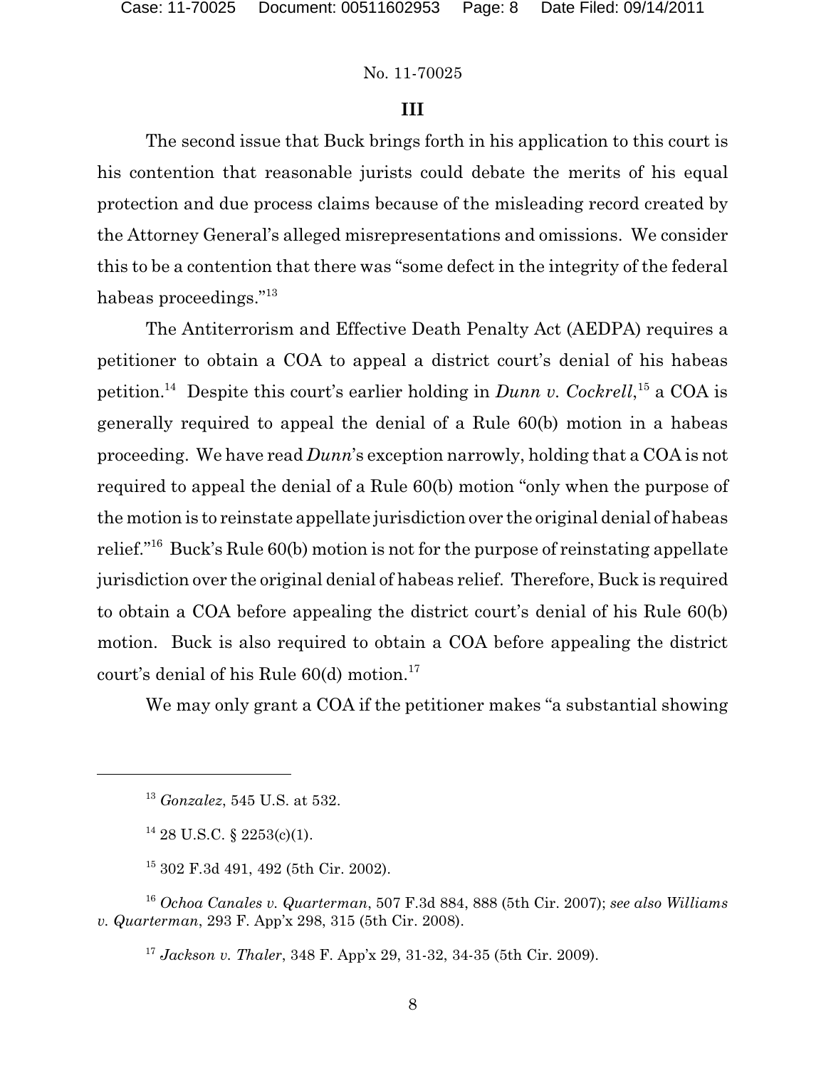## III

The second issue that Buck brings forth in his application to this court is his contention that reasonable jurists could debate the merits of his equal protection and due process claims because of the misleading record created by the Attorney General's alleged misrepresentations and omissions. We consider this to be a contention that there was "some defect in the integrity of the federal habeas proceedings."[13]

The Antiterrorism and Effective Death Penalty Act (AEDPA) requires a petitioner to obtain a COA to appeal a district court's denial of his habeas petition.[14] Despite this court's earlier holding in *Dunn v. Cockrell*,[15] a COA is generally required to appeal the denial of a Rule 60(b) motion in a habeas proceeding. We have read *Dunn*'s exception narrowly, holding that a COA is not required to appeal the denial of a Rule 60(b) motion "only when the purpose of the motion is to reinstate appellate jurisdiction over the original denial of habeas relief."[16] Buck's Rule 60(b) motion is not for the purpose of reinstating appellate jurisdiction over the original denial of habeas relief. Therefore, Buck is required to obtain a COA before appealing the district court's denial of his Rule 60(b) motion. Buck is also required to obtain a COA before appealing the district court's denial of his Rule 60(d) motion.[17]

We may only grant a COA if the petitioner makes "a substantial showing

---

[13] *Gonzalez*, 545 U.S. at 532.

[14] 28 U.S.C. § 2253(c)(1).

[15] 302 F.3d 491, 492 (5th Cir. 2002).

[16] *Ochoa Canales v. Quarterman*, 507 F.3d 884, 888 (5th Cir. 2007); *see also Williams v. Quarterman*, 293 F. App'x 298, 315 (5th Cir. 2008).

[17] *Jackson v. Thaler*, 348 F. App'x 29, 31-32, 34-35 (5th Cir. 2009).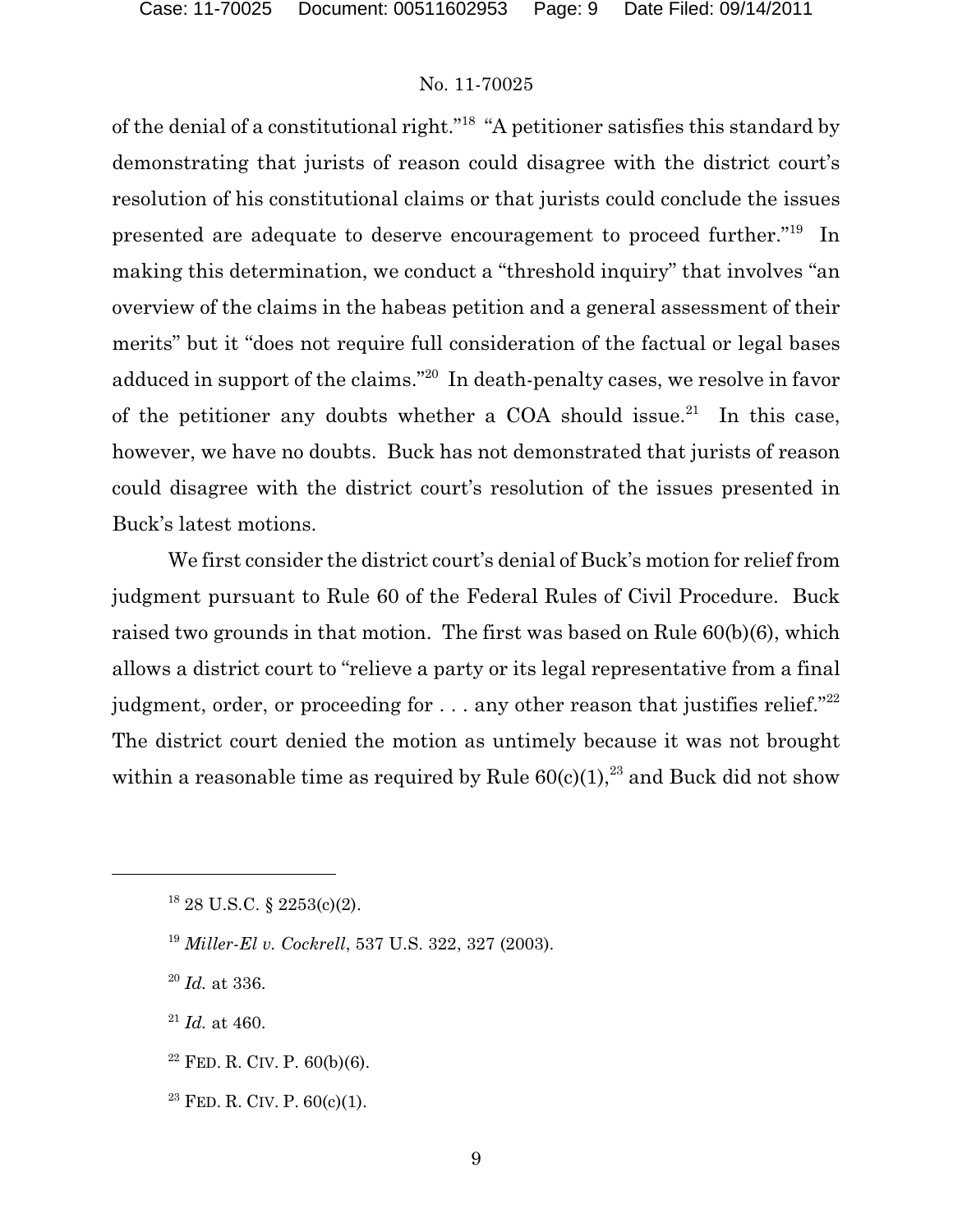of the denial of a constitutional right."[18] "A petitioner satisfies this standard by demonstrating that jurists of reason could disagree with the district court's resolution of his constitutional claims or that jurists could conclude the issues presented are adequate to deserve encouragement to proceed further."[19] In making this determination, we conduct a "threshold inquiry" that involves "an overview of the claims in the habeas petition and a general assessment of their merits" but it "does not require full consideration of the factual or legal bases adduced in support of the claims."[20] In death-penalty cases, we resolve in favor of the petitioner any doubts whether a COA should issue.[21] In this case, however, we have no doubts. Buck has not demonstrated that jurists of reason could disagree with the district court's resolution of the issues presented in Buck's latest motions.

We first consider the district court's denial of Buck's motion for relief from judgment pursuant to Rule 60 of the Federal Rules of Civil Procedure. Buck raised two grounds in that motion. The first was based on Rule 60(b)(6), which allows a district court to "relieve a party or its legal representative from a final judgment, order, or proceeding for . . . any other reason that justifies relief."[22] The district court denied the motion as untimely because it was not brought within a reasonable time as required by Rule 60(c)(1),[23] and Buck did not show

---

[18] 28 U.S.C. § 2253(c)(2).

[19] *Miller-El v. Cockrell*, 537 U.S. 322, 327 (2003).

[20] *Id.* at 336.

[21] *Id.* at 460.

[22] FED. R. CIV. P. 60(b)(6).

[23] FED. R. CIV. P. 60(c)(1).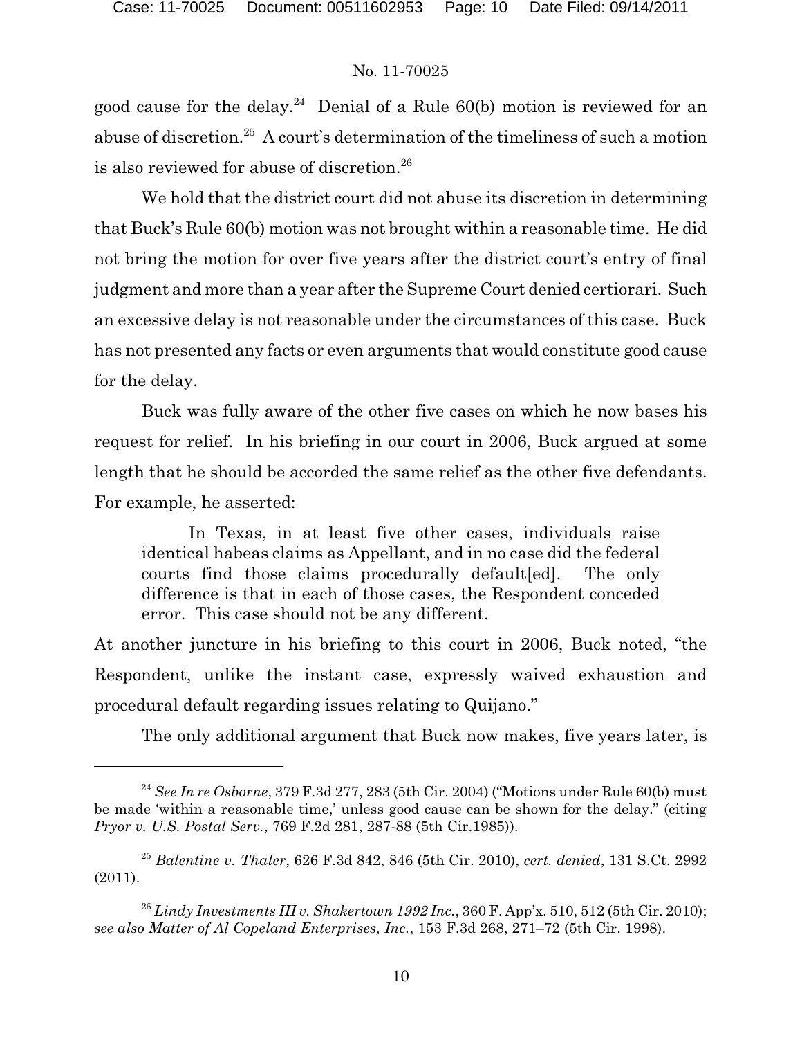good cause for the delay.[24] Denial of a Rule 60(b) motion is reviewed for an abuse of discretion.[25] A court's determination of the timeliness of such a motion is also reviewed for abuse of discretion.[26]

We hold that the district court did not abuse its discretion in determining that Buck's Rule 60(b) motion was not brought within a reasonable time. He did not bring the motion for over five years after the district court's entry of final judgment and more than a year after the Supreme Court denied certiorari. Such an excessive delay is not reasonable under the circumstances of this case. Buck has not presented any facts or even arguments that would constitute good cause for the delay.

Buck was fully aware of the other five cases on which he now bases his request for relief. In his briefing in our court in 2006, Buck argued at some length that he should be accorded the same relief as the other five defendants. For example, he asserted:

> In Texas, in at least five other cases, individuals raise identical habeas claims as Appellant, and in no case did the federal courts find those claims procedurally default[ed]. The only difference is that in each of those cases, the Respondent conceded error. This case should not be any different.

At another juncture in his briefing to this court in 2006, Buck noted, "the Respondent, unlike the instant case, expressly waived exhaustion and procedural default regarding issues relating to Quijano."

The only additional argument that Buck now makes, five years later, is

---

[24] *See In re Osborne*, 379 F.3d 277, 283 (5th Cir. 2004) ("Motions under Rule 60(b) must be made 'within a reasonable time,' unless good cause can be shown for the delay." (citing *Pryor v. U.S. Postal Serv.*, 769 F.2d 281, 287-88 (5th Cir.1985)).

[25] *Balentine v. Thaler*, 626 F.3d 842, 846 (5th Cir. 2010), *cert. denied*, 131 S.Ct. 2992 (2011).

[26] *Lindy Investments III v. Shakertown 1992 Inc.*, 360 F. App'x. 510, 512 (5th Cir. 2010); *see also Matter of Al Copeland Enterprises, Inc.*, 153 F.3d 268, 271–72 (5th Cir. 1998).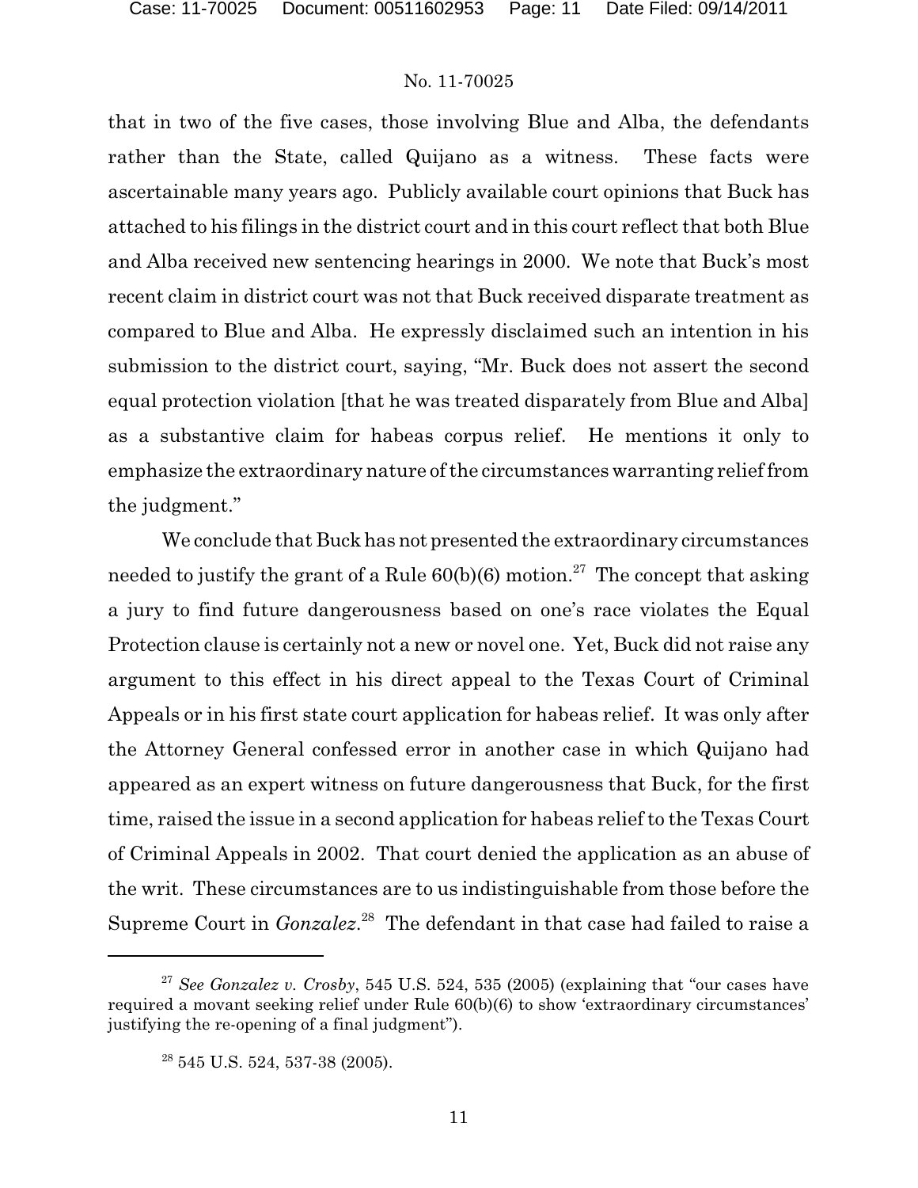that in two of the five cases, those involving Blue and Alba, the defendants rather than the State, called Quijano as a witness. These facts were ascertainable many years ago. Publicly available court opinions that Buck has attached to his filings in the district court and in this court reflect that both Blue and Alba received new sentencing hearings in 2000. We note that Buck's most recent claim in district court was not that Buck received disparate treatment as compared to Blue and Alba. He expressly disclaimed such an intention in his submission to the district court, saying, "Mr. Buck does not assert the second equal protection violation [that he was treated disparately from Blue and Alba] as a substantive claim for habeas corpus relief. He mentions it only to emphasize the extraordinary nature of the circumstances warranting relief from the judgment."

We conclude that Buck has not presented the extraordinary circumstances needed to justify the grant of a Rule 60(b)(6) motion.[27] The concept that asking a jury to find future dangerousness based on one's race violates the Equal Protection clause is certainly not a new or novel one. Yet, Buck did not raise any argument to this effect in his direct appeal to the Texas Court of Criminal Appeals or in his first state court application for habeas relief. It was only after the Attorney General confessed error in another case in which Quijano had appeared as an expert witness on future dangerousness that Buck, for the first time, raised the issue in a second application for habeas relief to the Texas Court of Criminal Appeals in 2002. That court denied the application as an abuse of the writ. These circumstances are to us indistinguishable from those before the Supreme Court in *Gonzalez*.[28] The defendant in that case had failed to raise a

---

[27] *See Gonzalez v. Crosby*, 545 U.S. 524, 535 (2005) (explaining that "our cases have required a movant seeking relief under Rule 60(b)(6) to show 'extraordinary circumstances' justifying the re-opening of a final judgment").

[28] 545 U.S. 524, 537-38 (2005).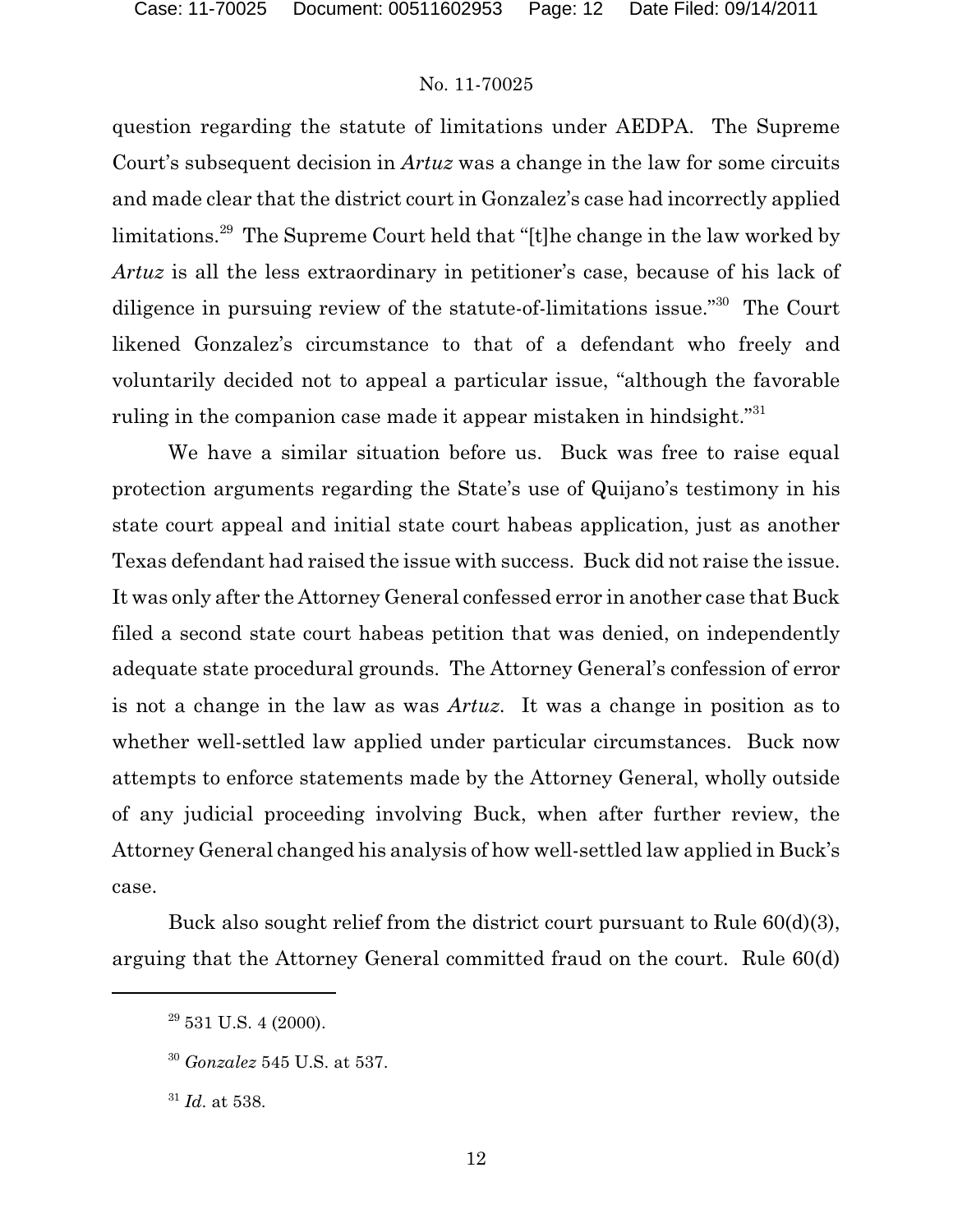question regarding the statute of limitations under AEDPA. The Supreme Court's subsequent decision in *Artuz* was a change in the law for some circuits and made clear that the district court in Gonzalez's case had incorrectly applied limitations.[29] The Supreme Court held that "[t]he change in the law worked by *Artuz* is all the less extraordinary in petitioner's case, because of his lack of diligence in pursuing review of the statute-of-limitations issue."[30] The Court likened Gonzalez's circumstance to that of a defendant who freely and voluntarily decided not to appeal a particular issue, "although the favorable ruling in the companion case made it appear mistaken in hindsight."[31]

We have a similar situation before us. Buck was free to raise equal protection arguments regarding the State's use of Quijano's testimony in his state court appeal and initial state court habeas application, just as another Texas defendant had raised the issue with success. Buck did not raise the issue. It was only after the Attorney General confessed error in another case that Buck filed a second state court habeas petition that was denied, on independently adequate state procedural grounds. The Attorney General's confession of error is not a change in the law as was *Artuz*. It was a change in position as to whether well-settled law applied under particular circumstances. Buck now attempts to enforce statements made by the Attorney General, wholly outside of any judicial proceeding involving Buck, when after further review, the Attorney General changed his analysis of how well-settled law applied in Buck's case.

Buck also sought relief from the district court pursuant to Rule 60(d)(3), arguing that the Attorney General committed fraud on the court. Rule 60(d)

---

[29] 531 U.S. 4 (2000).

[30] *Gonzalez* 545 U.S. at 537.

[31] *Id.* at 538.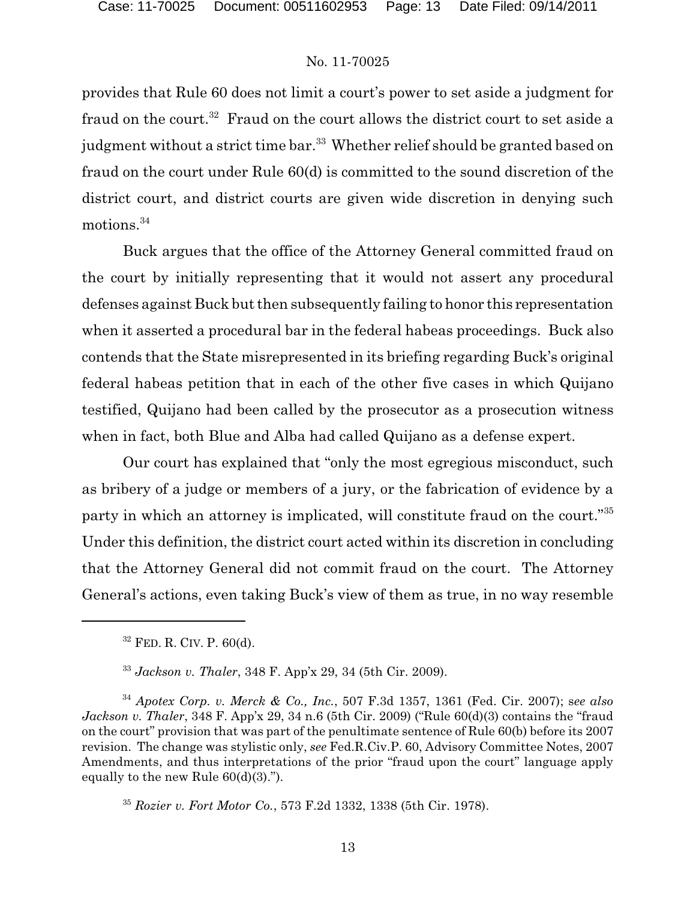provides that Rule 60 does not limit a court's power to set aside a judgment for fraud on the court.[32] Fraud on the court allows the district court to set aside a judgment without a strict time bar.[33] Whether relief should be granted based on fraud on the court under Rule 60(d) is committed to the sound discretion of the district court, and district courts are given wide discretion in denying such motions.[34]

Buck argues that the office of the Attorney General committed fraud on the court by initially representing that it would not assert any procedural defenses against Buck but then subsequently failing to honor this representation when it asserted a procedural bar in the federal habeas proceedings. Buck also contends that the State misrepresented in its briefing regarding Buck's original federal habeas petition that in each of the other five cases in which Quijano testified, Quijano had been called by the prosecutor as a prosecution witness when in fact, both Blue and Alba had called Quijano as a defense expert.

Our court has explained that "only the most egregious misconduct, such as bribery of a judge or members of a jury, or the fabrication of evidence by a party in which an attorney is implicated, will constitute fraud on the court."[35] Under this definition, the district court acted within its discretion in concluding that the Attorney General did not commit fraud on the court. The Attorney General's actions, even taking Buck's view of them as true, in no way resemble

---

[32] FED. R. CIV. P. 60(d).

[33] *Jackson v. Thaler*, 348 F. App'x 29, 34 (5th Cir. 2009).

[34] *Apotex Corp. v. Merck & Co., Inc.*, 507 F.3d 1357, 1361 (Fed. Cir. 2007); *see also Jackson v. Thaler*, 348 F. App'x 29, 34 n.6 (5th Cir. 2009) ("Rule 60(d)(3) contains the "fraud on the court" provision that was part of the penultimate sentence of Rule 60(b) before its 2007 revision. The change was stylistic only, *see* Fed.R.Civ.P. 60, Advisory Committee Notes, 2007 Amendments, and thus interpretations of the prior "fraud upon the court" language apply equally to the new Rule 60(d)(3).").

[35] *Rozier v. Fort Motor Co.*, 573 F.2d 1332, 1338 (5th Cir. 1978).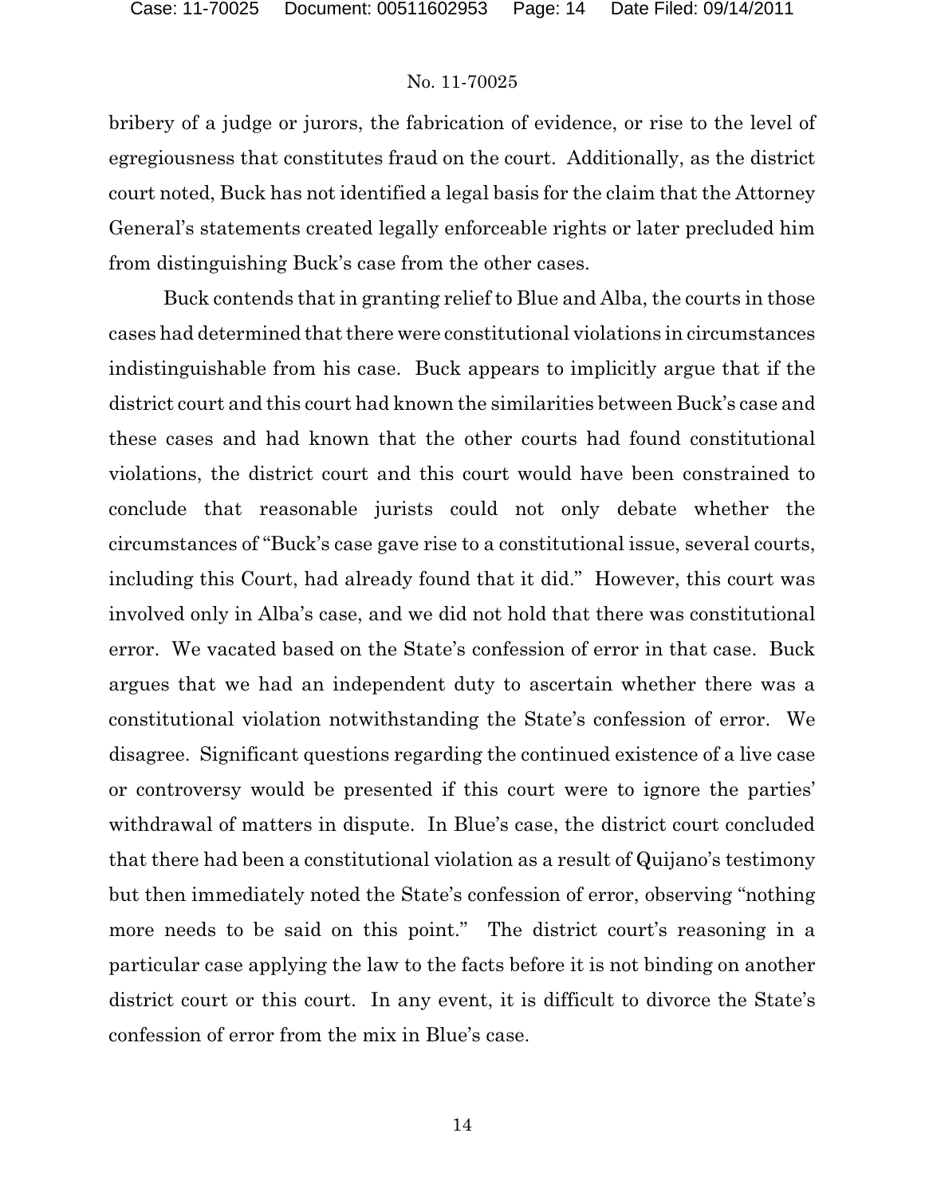bribery of a judge or jurors, the fabrication of evidence, or rise to the level of egregiousness that constitutes fraud on the court. Additionally, as the district court noted, Buck has not identified a legal basis for the claim that the Attorney General's statements created legally enforceable rights or later precluded him from distinguishing Buck's case from the other cases.

Buck contends that in granting relief to Blue and Alba, the courts in those cases had determined that there were constitutional violations in circumstances indistinguishable from his case. Buck appears to implicitly argue that if the district court and this court had known the similarities between Buck's case and these cases and had known that the other courts had found constitutional violations, the district court and this court would have been constrained to conclude that reasonable jurists could not only debate whether the circumstances of "Buck's case gave rise to a constitutional issue, several courts, including this Court, had already found that it did." However, this court was involved only in Alba's case, and we did not hold that there was constitutional error. We vacated based on the State's confession of error in that case. Buck argues that we had an independent duty to ascertain whether there was a constitutional violation notwithstanding the State's confession of error. We disagree. Significant questions regarding the continued existence of a live case or controversy would be presented if this court were to ignore the parties' withdrawal of matters in dispute. In Blue's case, the district court concluded that there had been a constitutional violation as a result of Quijano's testimony but then immediately noted the State's confession of error, observing "nothing more needs to be said on this point." The district court's reasoning in a particular case applying the law to the facts before it is not binding on another district court or this court. In any event, it is difficult to divorce the State's confession of error from the mix in Blue's case.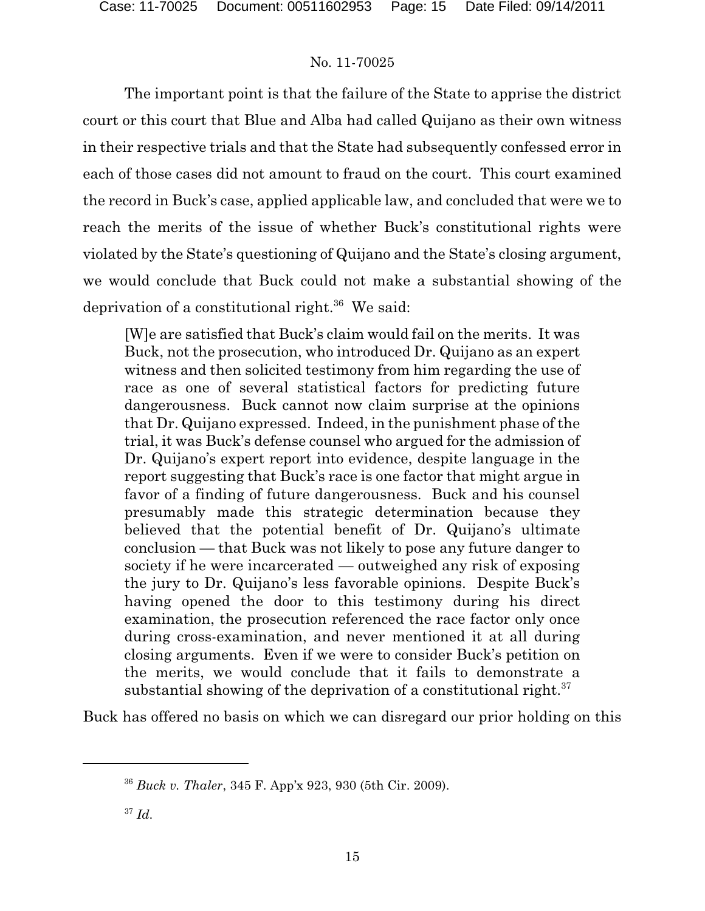The important point is that the failure of the State to apprise the district court or this court that Blue and Alba had called Quijano as their own witness in their respective trials and that the State had subsequently confessed error in each of those cases did not amount to fraud on the court. This court examined the record in Buck's case, applied applicable law, and concluded that were we to reach the merits of the issue of whether Buck's constitutional rights were violated by the State's questioning of Quijano and the State's closing argument, we would conclude that Buck could not make a substantial showing of the deprivation of a constitutional right.[36] We said:

> [W]e are satisfied that Buck's claim would fail on the merits. It was Buck, not the prosecution, who introduced Dr. Quijano as an expert witness and then solicited testimony from him regarding the use of race as one of several statistical factors for predicting future dangerousness. Buck cannot now claim surprise at the opinions that Dr. Quijano expressed. Indeed, in the punishment phase of the trial, it was Buck's defense counsel who argued for the admission of Dr. Quijano's expert report into evidence, despite language in the report suggesting that Buck's race is one factor that might argue in favor of a finding of future dangerousness. Buck and his counsel presumably made this strategic determination because they believed that the potential benefit of Dr. Quijano's ultimate conclusion — that Buck was not likely to pose any future danger to society if he were incarcerated — outweighed any risk of exposing the jury to Dr. Quijano's less favorable opinions. Despite Buck's having opened the door to this testimony during his direct examination, the prosecution referenced the race factor only once during cross-examination, and never mentioned it at all during closing arguments. Even if we were to consider Buck's petition on the merits, we would conclude that it fails to demonstrate a substantial showing of the deprivation of a constitutional right.[37]

Buck has offered no basis on which we can disregard our prior holding on this

---

[36] *Buck v. Thaler*, 345 F. App'x 923, 930 (5th Cir. 2009).

[37] *Id.*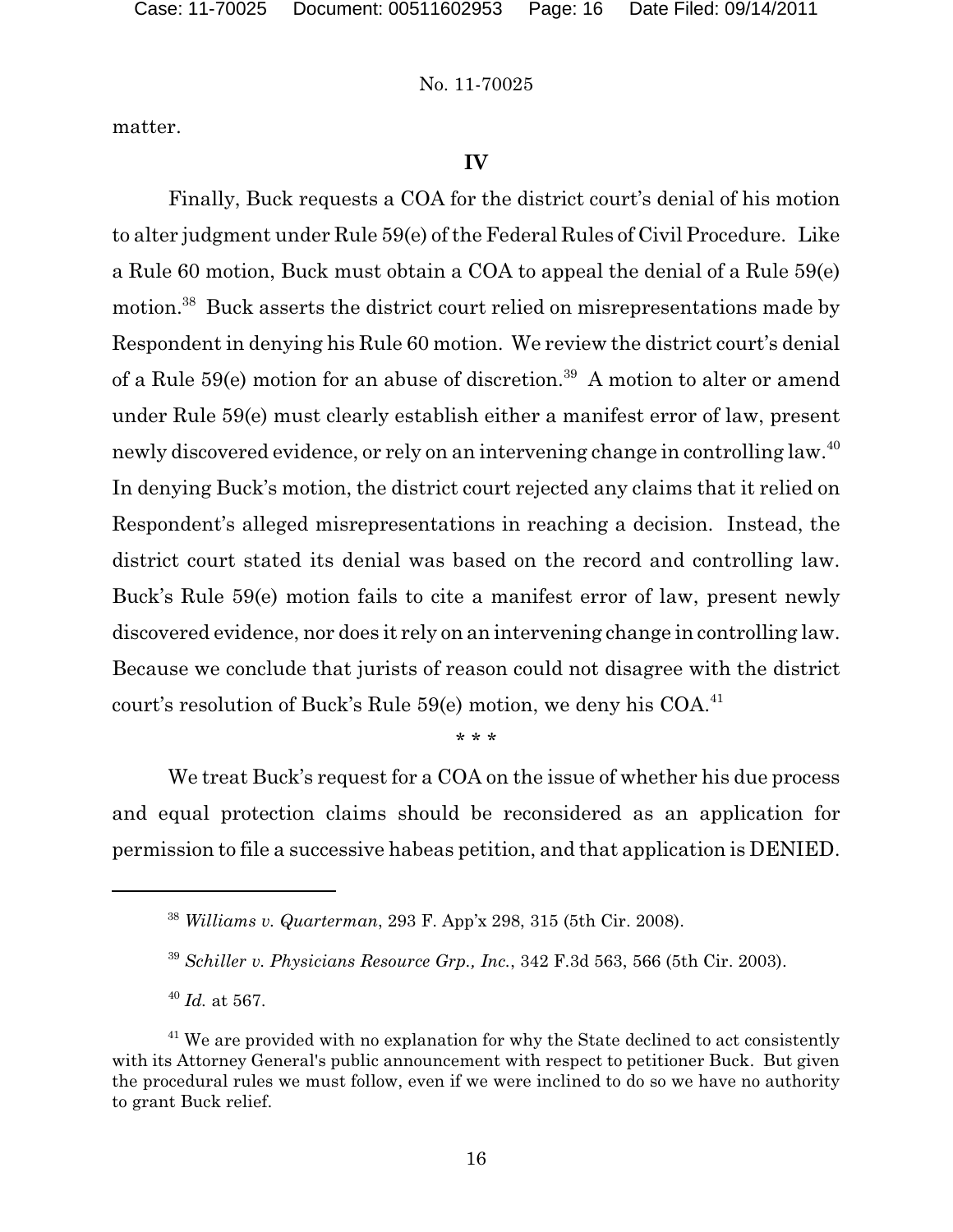matter.

## IV

Finally, Buck requests a COA for the district court's denial of his motion to alter judgment under Rule 59(e) of the Federal Rules of Civil Procedure. Like a Rule 60 motion, Buck must obtain a COA to appeal the denial of a Rule 59(e) motion.[38] Buck asserts the district court relied on misrepresentations made by Respondent in denying his Rule 60 motion. We review the district court's denial of a Rule 59(e) motion for an abuse of discretion.[39] A motion to alter or amend under Rule 59(e) must clearly establish either a manifest error of law, present newly discovered evidence, or rely on an intervening change in controlling law.[40] In denying Buck's motion, the district court rejected any claims that it relied on Respondent's alleged misrepresentations in reaching a decision. Instead, the district court stated its denial was based on the record and controlling law. Buck's Rule 59(e) motion fails to cite a manifest error of law, present newly discovered evidence, nor does it rely on an intervening change in controlling law. Because we conclude that jurists of reason could not disagree with the district court's resolution of Buck's Rule 59(e) motion, we deny his COA.[41]

\* \* \*

We treat Buck's request for a COA on the issue of whether his due process and equal protection claims should be reconsidered as an application for permission to file a successive habeas petition, and that application is DENIED.

---

[38] *Williams v. Quarterman*, 293 F. App'x 298, 315 (5th Cir. 2008).

[39] *Schiller v. Physicians Resource Grp., Inc.*, 342 F.3d 563, 566 (5th Cir. 2003).

[40] *Id.* at 567.

[41] We are provided with no explanation for why the State declined to act consistently with its Attorney General's public announcement with respect to petitioner Buck. But given the procedural rules we must follow, even if we were inclined to do so we have no authority to grant Buck relief.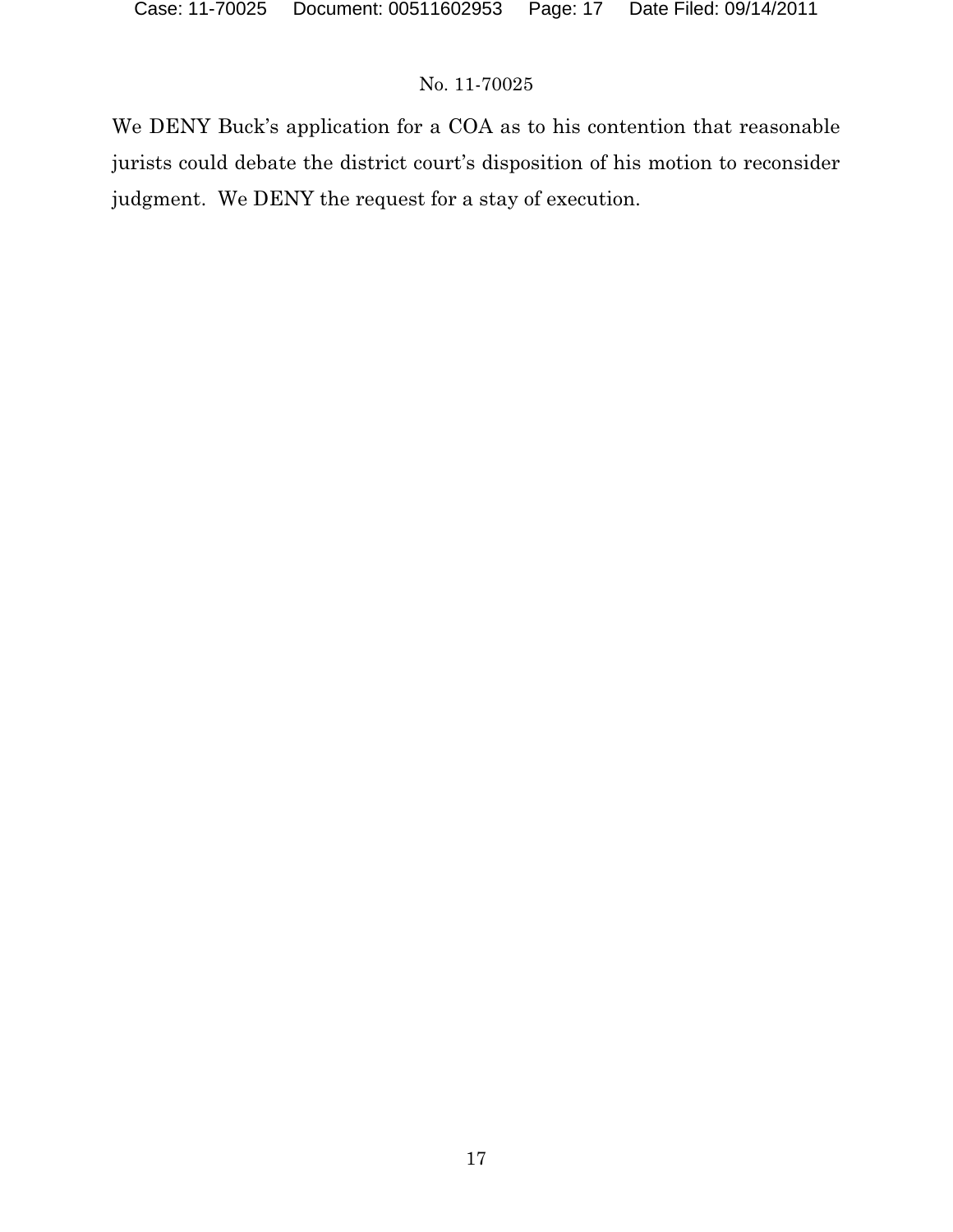We DENY Buck's application for a COA as to his contention that reasonable jurists could debate the district court's disposition of his motion to reconsider judgment. We DENY the request for a stay of execution.